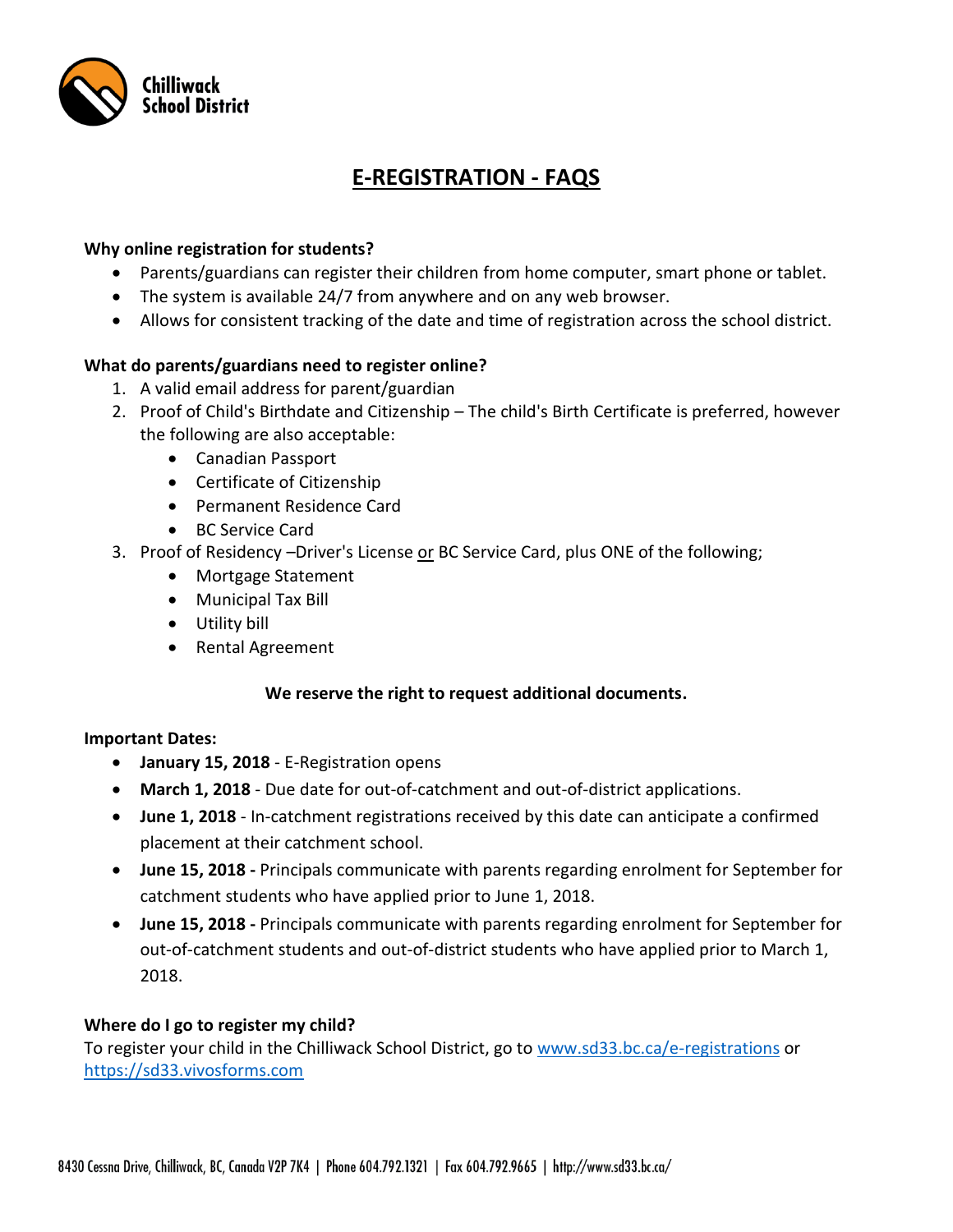Chilliwack School District

# E-REGISTRATION - FAQS

**Why online registration for students?**

- Parents/guardians can register their children from home computer, smart phone or tablet.
- The system is available 24/7 from anywhere and on any web browser.
- Allows for consistent tracking of the date and time of registration across the school district.

**What do parents/guardians need to register online?**

1. A valid email address for parent/guardian
2. Proof of Child's Birthdate and Citizenship – The child's Birth Certificate is preferred, however the following are also acceptable:
   - Canadian Passport
   - Certificate of Citizenship
   - Permanent Residence Card
   - BC Service Card
3. Proof of Residency –Driver's License or BC Service Card, plus ONE of the following;
   - Mortgage Statement
   - Municipal Tax Bill
   - Utility bill
   - Rental Agreement

**We reserve the right to request additional documents.**

**Important Dates:**

- **January 15, 2018** - E-Registration opens
- **March 1, 2018** - Due date for out-of-catchment and out-of-district applications.
- **June 1, 2018** - In-catchment registrations received by this date can anticipate a confirmed placement at their catchment school.
- **June 15, 2018 -** Principals communicate with parents regarding enrolment for September for catchment students who have applied prior to June 1, 2018.
- **June 15, 2018 -** Principals communicate with parents regarding enrolment for September for out-of-catchment students and out-of-district students who have applied prior to March 1, 2018.

**Where do I go to register my child?**

To register your child in the Chilliwack School District, go to www.sd33.bc.ca/e-registrations or https://sd33.vivosforms.com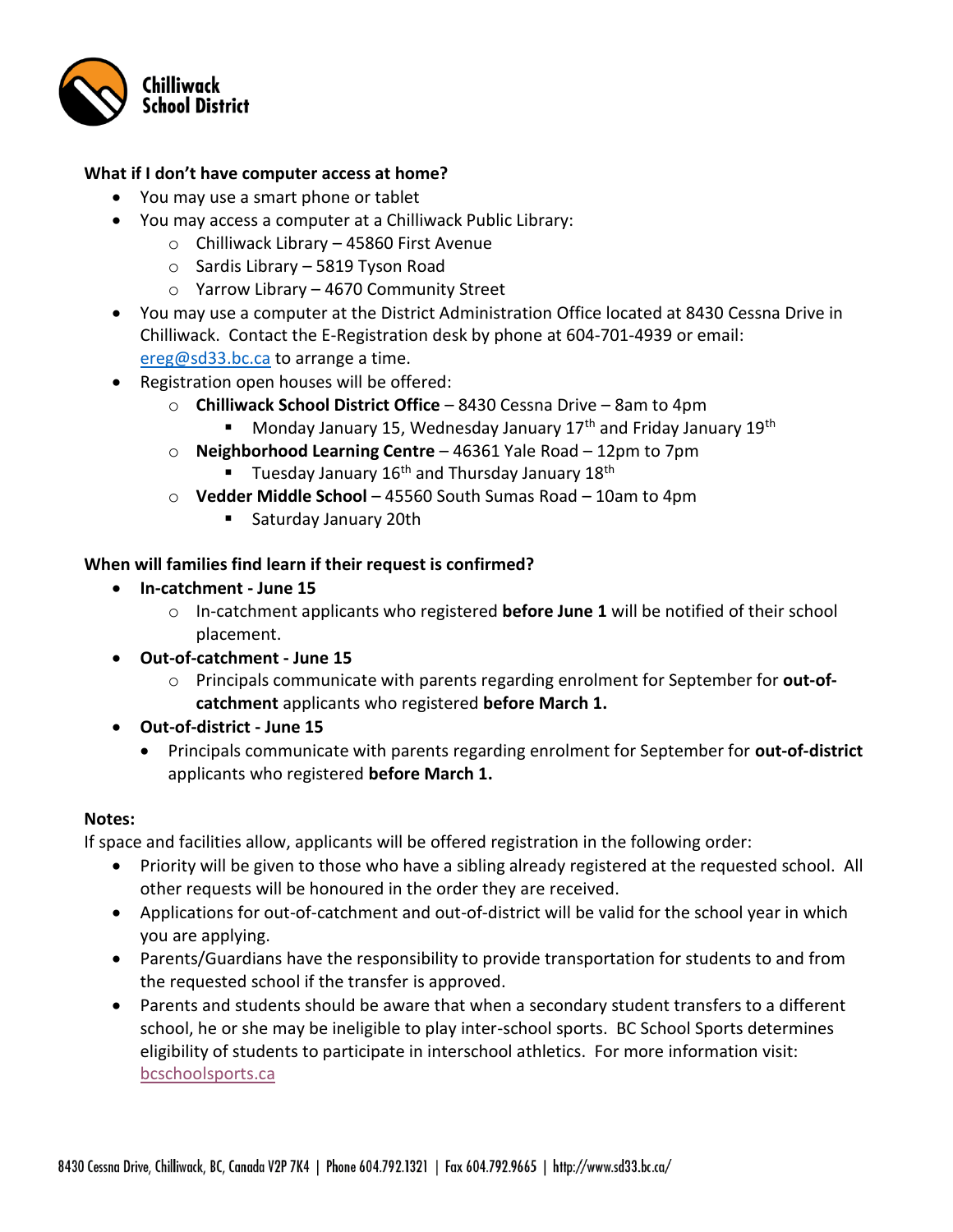**What if I don't have computer access at home?**

- You may use a smart phone or tablet
- You may access a computer at a Chilliwack Public Library:
  - Chilliwack Library – 45860 First Avenue
  - Sardis Library – 5819 Tyson Road
  - Yarrow Library – 4670 Community Street
- You may use a computer at the District Administration Office located at 8430 Cessna Drive in Chilliwack. Contact the E-Registration desk by phone at 604-701-4939 or email: ereg@sd33.bc.ca to arrange a time.
- Registration open houses will be offered:
  - **Chilliwack School District Office** – 8430 Cessna Drive – 8am to 4pm
    - Monday January 15, Wednesday January 17th and Friday January 19th
  - **Neighborhood Learning Centre** – 46361 Yale Road – 12pm to 7pm
    - Tuesday January 16th and Thursday January 18th
  - **Vedder Middle School** – 45560 South Sumas Road – 10am to 4pm
    - Saturday January 20th

**When will families find learn if their request is confirmed?**

- **In-catchment - June 15**
  - In-catchment applicants who registered **before June 1** will be notified of their school placement.
- **Out-of-catchment - June 15**
  - Principals communicate with parents regarding enrolment for September for **out-of-catchment** applicants who registered **before March 1.**
- **Out-of-district - June 15**
  - Principals communicate with parents regarding enrolment for September for **out-of-district** applicants who registered **before March 1.**

**Notes:**

If space and facilities allow, applicants will be offered registration in the following order:

- Priority will be given to those who have a sibling already registered at the requested school. All other requests will be honoured in the order they are received.
- Applications for out-of-catchment and out-of-district will be valid for the school year in which you are applying.
- Parents/Guardians have the responsibility to provide transportation for students to and from the requested school if the transfer is approved.
- Parents and students should be aware that when a secondary student transfers to a different school, he or she may be ineligible to play inter-school sports. BC School Sports determines eligibility of students to participate in interschool athletics. For more information visit: bcschoolsports.ca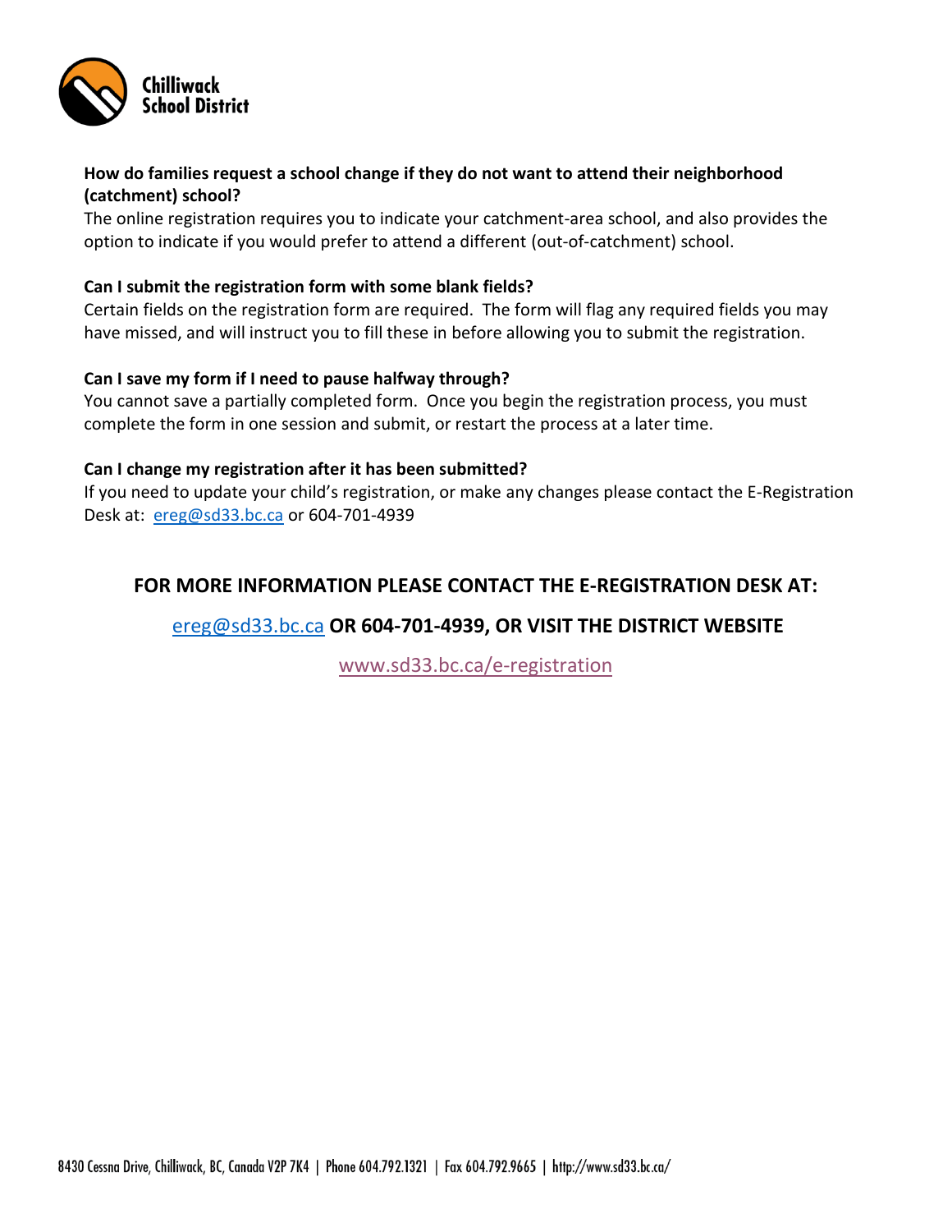**How do families request a school change if they do not want to attend their neighborhood (catchment) school?**

The online registration requires you to indicate your catchment-area school, and also provides the option to indicate if you would prefer to attend a different (out-of-catchment) school.

**Can I submit the registration form with some blank fields?**

Certain fields on the registration form are required. The form will flag any required fields you may have missed, and will instruct you to fill these in before allowing you to submit the registration.

**Can I save my form if I need to pause halfway through?**

You cannot save a partially completed form. Once you begin the registration process, you must complete the form in one session and submit, or restart the process at a later time.

**Can I change my registration after it has been submitted?**

If you need to update your child's registration, or make any changes please contact the E-Registration Desk at: ereg@sd33.bc.ca or 604-701-4939

**FOR MORE INFORMATION PLEASE CONTACT THE E-REGISTRATION DESK AT:**

ereg@sd33.bc.ca **OR 604-701-4939, OR VISIT THE DISTRICT WEBSITE**

www.sd33.bc.ca/e-registration